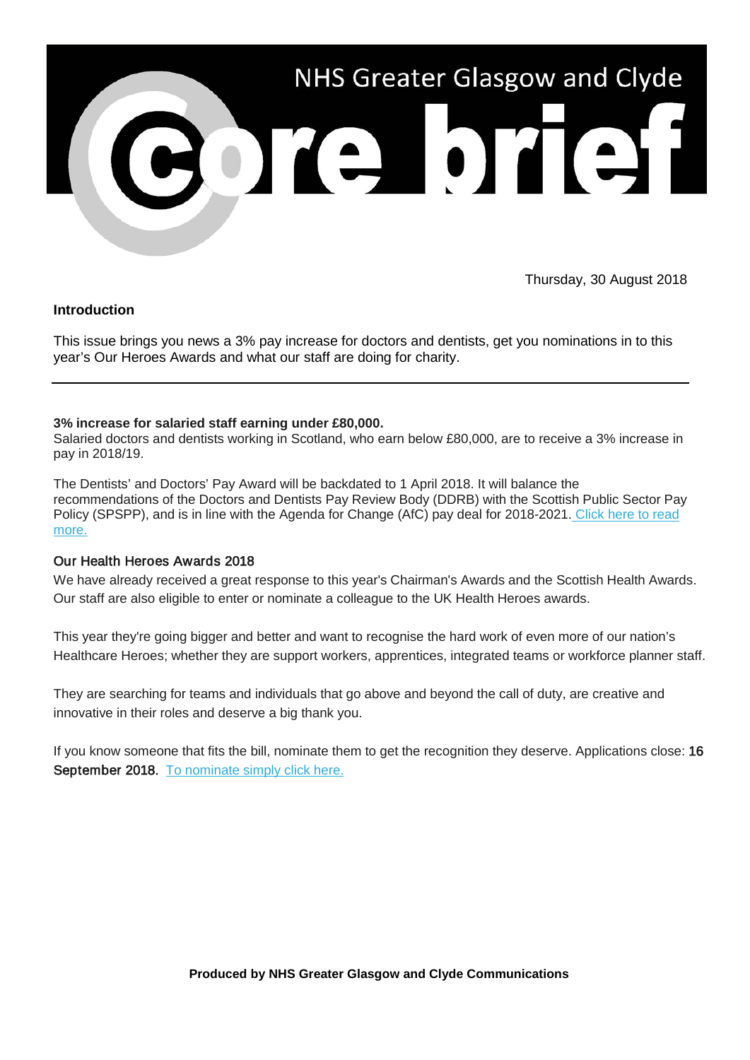# NHS Greater Glasgow and Clyde

# core brief

Thursday, 30 August 2018

**Introduction**

This issue brings you news a 3% pay increase for doctors and dentists, get you nominations in to this year's Our Heroes Awards and what our staff are doing for charity.

---

**3% increase for salaried staff earning under £80,000.**

Salaried doctors and dentists working in Scotland, who earn below £80,000, are to receive a 3% increase in pay in 2018/19.

The Dentists' and Doctors' Pay Award will be backdated to 1 April 2018. It will balance the recommendations of the Doctors and Dentists Pay Review Body (DDRB) with the Scottish Public Sector Pay Policy (SPSPP), and is in line with the Agenda for Change (AfC) pay deal for 2018-2021. [Click here to read more.]

**Our Health Heroes Awards 2018**

We have already received a great response to this year's Chairman's Awards and the Scottish Health Awards. Our staff are also eligible to enter or nominate a colleague to the UK Health Heroes awards.

This year they're going bigger and better and want to recognise the hard work of even more of our nation's Healthcare Heroes; whether they are support workers, apprentices, integrated teams or workforce planner staff.

They are searching for teams and individuals that go above and beyond the call of duty, are creative and innovative in their roles and deserve a big thank you.

If you know someone that fits the bill, nominate them to get the recognition they deserve. Applications close: **16 September 2018.** [To nominate simply click here.]

**Produced by NHS Greater Glasgow and Clyde Communications**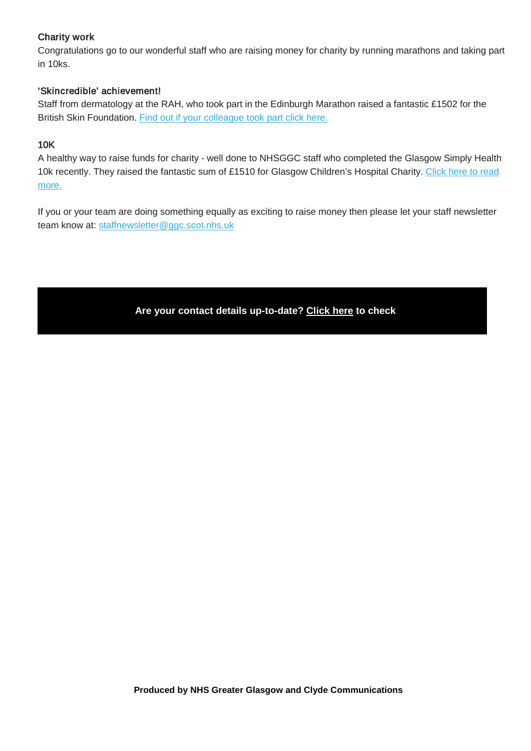### Charity work

Congratulations go to our wonderful staff who are raising money for charity by running marathons and taking part in 10ks.

### 'Skincredible' achievement!

Staff from dermatology at the RAH, who took part in the Edinburgh Marathon raised a fantastic £1502 for the British Skin Foundation. Find out if your colleague took part click here.

### 10K

A healthy way to raise funds for charity - well done to NHSGGC staff who completed the Glasgow Simply Health 10k recently. They raised the fantastic sum of £1510 for Glasgow Children's Hospital Charity. Click here to read more.

If you or your team are doing something equally as exciting to raise money then please let your staff newsletter team know at: staffnewsletter@ggc.scot.nhs.uk

**Are your contact details up-to-date? Click here to check**

**Produced by NHS Greater Glasgow and Clyde Communications**